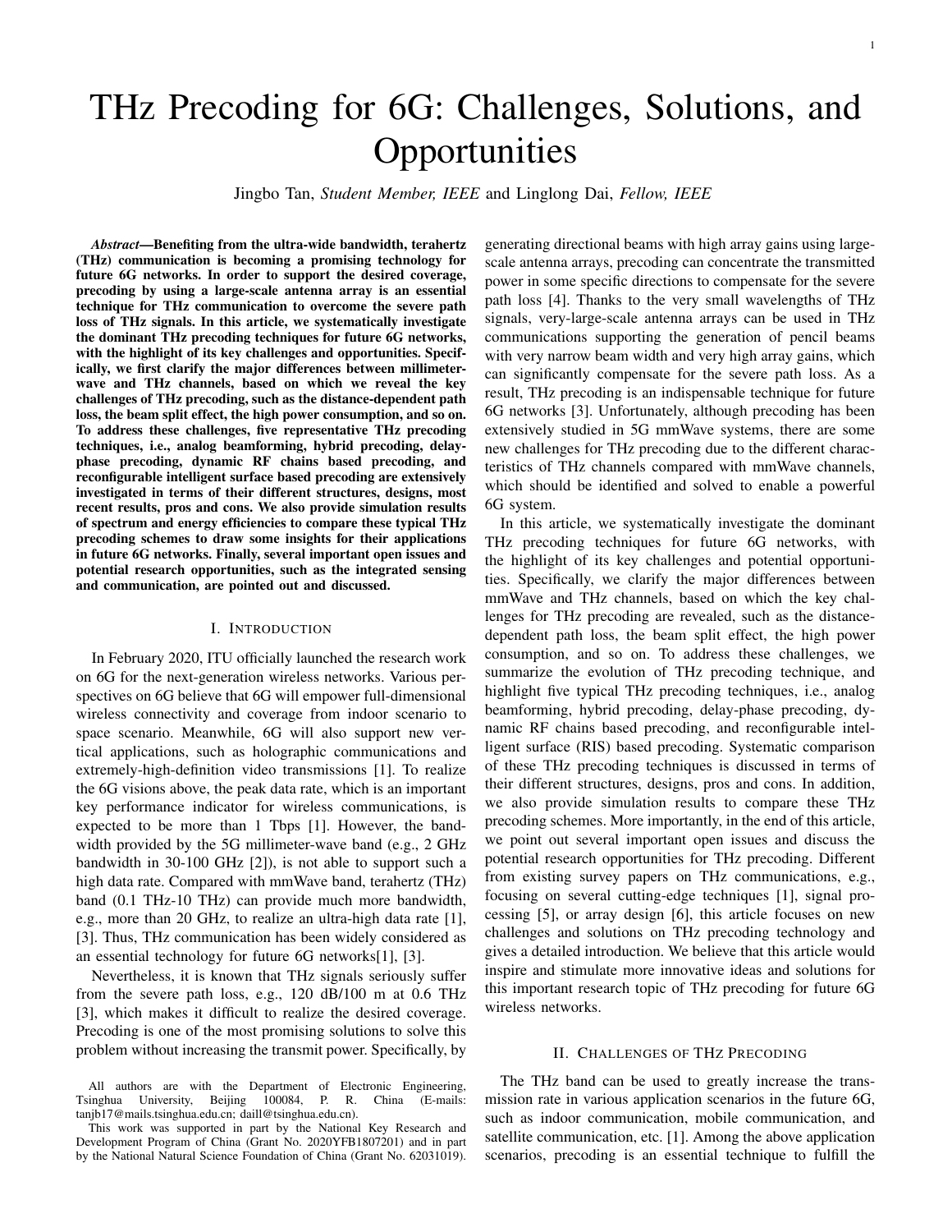# THz Precoding for 6G: Challenges, Solutions, and Opportunities

Jingbo Tan, *Student Member, IEEE* and Linglong Dai, *Fellow, IEEE*

***Abstract*—Benefiting from the ultra-wide bandwidth, terahertz (THz) communication is becoming a promising technology for future 6G networks. In order to support the desired coverage, precoding by using a large-scale antenna array is an essential technique for THz communication to overcome the severe path loss of THz signals. In this article, we systematically investigate the dominant THz precoding techniques for future 6G networks, with the highlight of its key challenges and opportunities. Specifically, we first clarify the major differences between millimeter-wave and THz channels, based on which we reveal the key challenges of THz precoding, such as the distance-dependent path loss, the beam split effect, the high power consumption, and so on. To address these challenges, five representative THz precoding techniques, i.e., analog beamforming, hybrid precoding, delay-phase precoding, dynamic RF chains based precoding, and reconfigurable intelligent surface based precoding are extensively investigated in terms of their different structures, designs, most recent results, pros and cons. We also provide simulation results of spectrum and energy efficiencies to compare these typical THz precoding schemes to draw some insights for their applications in future 6G networks. Finally, several important open issues and potential research opportunities, such as the integrated sensing and communication, are pointed out and discussed.**

## I. Introduction

In February 2020, ITU officially launched the research work on 6G for the next-generation wireless networks. Various perspectives on 6G believe that 6G will empower full-dimensional wireless connectivity and coverage from indoor scenario to space scenario. Meanwhile, 6G will also support new vertical applications, such as holographic communications and extremely-high-definition video transmissions [1]. To realize the 6G visions above, the peak data rate, which is an important key performance indicator for wireless communications, is expected to be more than 1 Tbps [1]. However, the bandwidth provided by the 5G millimeter-wave band (e.g., 2 GHz bandwidth in 30-100 GHz [2]), is not able to support such a high data rate. Compared with mmWave band, terahertz (THz) band (0.1 THz-10 THz) can provide much more bandwidth, e.g., more than 20 GHz, to realize an ultra-high data rate [1], [3]. Thus, THz communication has been widely considered as an essential technology for future 6G networks[1], [3].

Nevertheless, it is known that THz signals seriously suffer from the severe path loss, e.g., 120 dB/100 m at 0.6 THz [3], which makes it difficult to realize the desired coverage. Precoding is one of the most promising solutions to solve this problem without increasing the transmit power. Specifically, by generating directional beams with high array gains using large-scale antenna arrays, precoding can concentrate the transmitted power in some specific directions to compensate for the severe path loss [4]. Thanks to the very small wavelengths of THz signals, very-large-scale antenna arrays can be used in THz communications supporting the generation of pencil beams with very narrow beam width and very high array gains, which can significantly compensate for the severe path loss. As a result, THz precoding is an indispensable technique for future 6G networks [3]. Unfortunately, although precoding has been extensively studied in 5G mmWave systems, there are some new challenges for THz precoding due to the different characteristics of THz channels compared with mmWave channels, which should be identified and solved to enable a powerful 6G system.

In this article, we systematically investigate the dominant THz precoding techniques for future 6G networks, with the highlight of its key challenges and potential opportunities. Specifically, we clarify the major differences between mmWave and THz channels, based on which the key challenges for THz precoding are revealed, such as the distance-dependent path loss, the beam split effect, the high power consumption, and so on. To address these challenges, we summarize the evolution of THz precoding technique, and highlight five typical THz precoding techniques, i.e., analog beamforming, hybrid precoding, delay-phase precoding, dynamic RF chains based precoding, and reconfigurable intelligent surface (RIS) based precoding. Systematic comparison of these THz precoding techniques is discussed in terms of their different structures, designs, pros and cons. In addition, we also provide simulation results to compare these THz precoding schemes. More importantly, in the end of this article, we point out several important open issues and discuss the potential research opportunities for THz precoding. Different from existing survey papers on THz communications, e.g., focusing on several cutting-edge techniques [1], signal processing [5], or array design [6], this article focuses on new challenges and solutions on THz precoding technology and gives a detailed introduction. We believe that this article would inspire and stimulate more innovative ideas and solutions for this important research topic of THz precoding for future 6G wireless networks.

## II. Challenges of THz Precoding

The THz band can be used to greatly increase the transmission rate in various application scenarios in the future 6G, such as indoor communication, mobile communication, and satellite communication, etc. [1]. Among the above application scenarios, precoding is an essential technique to fulfill the

All authors are with the Department of Electronic Engineering, Tsinghua University, Beijing 100084, P. R. China (E-mails: tanjb17@mails.tsinghua.edu.cn; daill@tsinghua.edu.cn).

This work was supported in part by the National Key Research and Development Program of China (Grant No. 2020YFB1807201) and in part by the National Natural Science Foundation of China (Grant No. 62031019).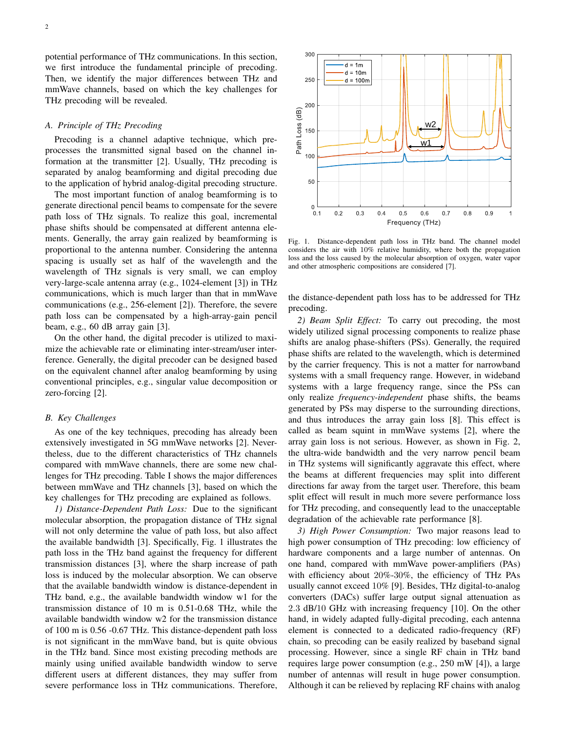potential performance of THz communications. In this section, we first introduce the fundamental principle of precoding. Then, we identify the major differences between THz and mmWave channels, based on which the key challenges for THz precoding will be revealed.

### A. Principle of THz Precoding

Precoding is a channel adaptive technique, which pre-processes the transmitted signal based on the channel information at the transmitter [2]. Usually, THz precoding is separated by analog beamforming and digital precoding due to the application of hybrid analog-digital precoding structure.

The most important function of analog beamforming is to generate directional pencil beams to compensate for the severe path loss of THz signals. To realize this goal, incremental phase shifts should be compensated at different antenna elements. Generally, the array gain realized by beamforming is proportional to the antenna number. Considering the antenna spacing is usually set as half of the wavelength and the wavelength of THz signals is very small, we can employ very-large-scale antenna array (e.g., 1024-element [3]) in THz communications, which is much larger than that in mmWave communications (e.g., 256-element [2]). Therefore, the severe path loss can be compensated by a high-array-gain pencil beam, e.g., 60 dB array gain [3].

On the other hand, the digital precoder is utilized to maximize the achievable rate or eliminating inter-stream/user interference. Generally, the digital precoder can be designed based on the equivalent channel after analog beamforming by using conventional principles, e.g., singular value decomposition or zero-forcing [2].

### B. Key Challenges

As one of the key techniques, precoding has already been extensively investigated in 5G mmWave networks [2]. Nevertheless, due to the different characteristics of THz channels compared with mmWave channels, there are some new challenges for THz precoding. Table I shows the major differences between mmWave and THz channels [3], based on which the key challenges for THz precoding are explained as follows.

*1) Distance-Dependent Path Loss:* Due to the significant molecular absorption, the propagation distance of THz signal will not only determine the value of path loss, but also affect the available bandwidth [3]. Specifically, Fig. 1 illustrates the path loss in the THz band against the frequency for different transmission distances [3], where the sharp increase of path loss is induced by the molecular absorption. We can observe that the available bandwidth window is distance-dependent in THz band, e.g., the available bandwidth window w1 for the transmission distance of 10 m is 0.51-0.68 THz, while the available bandwidth window w2 for the transmission distance of 100 m is 0.56 -0.67 THz. This distance-dependent path loss is not significant in the mmWave band, but is quite obvious in the THz band. Since most existing precoding methods are mainly using unified available bandwidth window to serve different users at different distances, they may suffer from severe performance loss in THz communications. Therefore, the distance-dependent path loss has to be addressed for THz precoding.

Fig. 1. Distance-dependent path loss in THz band. The channel model considers the air with 10% relative humidity, where both the propagation loss and the loss caused by the molecular absorption of oxygen, water vapor and other atmospheric compositions are considered [7].

*2) Beam Split Effect:* To carry out precoding, the most widely utilized signal processing components to realize phase shifts are analog phase-shifters (PSs). Generally, the required phase shifts are related to the wavelength, which is determined by the carrier frequency. This is not a matter for narrowband systems with a small frequency range. However, in wideband systems with a large frequency range, since the PSs can only realize *frequency-independent* phase shifts, the beams generated by PSs may disperse to the surrounding directions, and thus introduces the array gain loss [8]. This effect is called as beam squint in mmWave systems [2], where the array gain loss is not serious. However, as shown in Fig. 2, the ultra-wide bandwidth and the very narrow pencil beam in THz systems will significantly aggravate this effect, where the beams at different frequencies may split into different directions far away from the target user. Therefore, this beam split effect will result in much more severe performance loss for THz precoding, and consequently lead to the unacceptable degradation of the achievable rate performance [8].

*3) High Power Consumption:* Two major reasons lead to high power consumption of THz precoding: low efficiency of hardware components and a large number of antennas. On one hand, compared with mmWave power-amplifiers (PAs) with efficiency about 20%-30%, the efficiency of THz PAs usually cannot exceed 10% [9]. Besides, THz digital-to-analog converters (DACs) suffer large output signal attenuation as 2.3 dB/10 GHz with increasing frequency [10]. On the other hand, in widely adapted fully-digital precoding, each antenna element is connected to a dedicated radio-frequency (RF) chain, so precoding can be easily realized by baseband signal processing. However, since a single RF chain in THz band requires large power consumption (e.g., 250 mW [4]), a large number of antennas will result in huge power consumption. Although it can be relieved by replacing RF chains with analog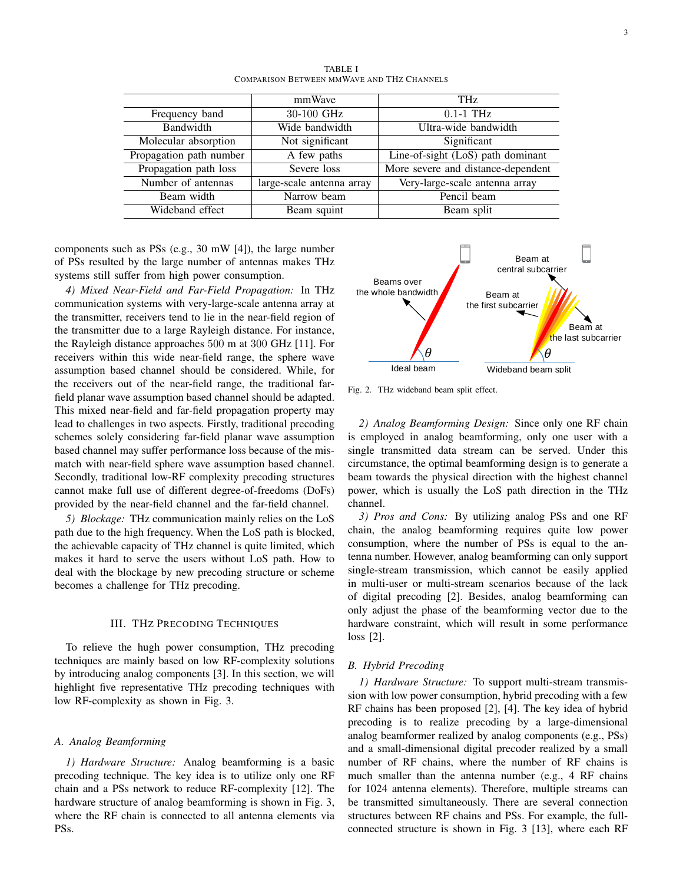TABLE I
COMPARISON BETWEEN MMWAVE AND THZ CHANNELS

| | mmWave | THz |
|---|---|---|
| Frequency band | 30-100 GHz | 0.1-1 THz |
| Bandwidth | Wide bandwidth | Ultra-wide bandwidth |
| Molecular absorption | Not significant | Significant |
| Propagation path number | A few paths | Line-of-sight (LoS) path dominant |
| Propagation path loss | Severe loss | More severe and distance-dependent |
| Number of antennas | large-scale antenna array | Very-large-scale antenna array |
| Beam width | Narrow beam | Pencil beam |
| Wideband effect | Beam squint | Beam split |

components such as PSs (e.g., 30 mW [4]), the large number of PSs resulted by the large number of antennas makes THz systems still suffer from high power consumption.

*4) Mixed Near-Field and Far-Field Propagation:* In THz communication systems with very-large-scale antenna array at the transmitter, receivers tend to lie in the near-field region of the transmitter due to a large Rayleigh distance. For instance, the Rayleigh distance approaches 500 m at 300 GHz [11]. For receivers within this wide near-field range, the sphere wave assumption based channel should be considered. While, for the receivers out of the near-field range, the traditional far-field planar wave assumption based channel should be adapted. This mixed near-field and far-field propagation property may lead to challenges in two aspects. Firstly, traditional precoding schemes solely considering far-field planar wave assumption based channel may suffer performance loss because of the mismatch with near-field sphere wave assumption based channel. Secondly, traditional low-RF complexity precoding structures cannot make full use of different degree-of-freedoms (DoFs) provided by the near-field channel and the far-field channel.

*5) Blockage:* THz communication mainly relies on the LoS path due to the high frequency. When the LoS path is blocked, the achievable capacity of THz channel is quite limited, which makes it hard to serve the users without LoS path. How to deal with the blockage by new precoding structure or scheme becomes a challenge for THz precoding.

## III. THz Precoding Techniques

To relieve the hugh power consumption, THz precoding techniques are mainly based on low RF-complexity solutions by introducing analog components [3]. In this section, we will highlight five representative THz precoding techniques with low RF-complexity as shown in Fig. 3.

### A. Analog Beamforming

*1) Hardware Structure:* Analog beamforming is a basic precoding technique. The key idea is to utilize only one RF chain and a PSs network to reduce RF-complexity [12]. The hardware structure of analog beamforming is shown in Fig. 3, where the RF chain is connected to all antenna elements via PSs.

Fig. 2. THz wideband beam split effect.

*2) Analog Beamforming Design:* Since only one RF chain is employed in analog beamforming, only one user with a single transmitted data stream can be served. Under this circumstance, the optimal beamforming design is to generate a beam towards the physical direction with the highest channel power, which is usually the LoS path direction in the THz channel.

*3) Pros and Cons:* By utilizing analog PSs and one RF chain, the analog beamforming requires quite low power consumption, where the number of PSs is equal to the antenna number. However, analog beamforming can only support single-stream transmission, which cannot be easily applied in multi-user or multi-stream scenarios because of the lack of digital precoding [2]. Besides, analog beamforming can only adjust the phase of the beamforming vector due to the hardware constraint, which will result in some performance loss [2].

### B. Hybrid Precoding

*1) Hardware Structure:* To support multi-stream transmission with low power consumption, hybrid precoding with a few RF chains has been proposed [2], [4]. The key idea of hybrid precoding is to realize precoding by a large-dimensional analog beamformer realized by analog components (e.g., PSs) and a small-dimensional digital precoder realized by a small number of RF chains, where the number of RF chains is much smaller than the antenna number (e.g., 4 RF chains for 1024 antenna elements). Therefore, multiple streams can be transmitted simultaneously. There are several connection structures between RF chains and PSs. For example, the full-connected structure is shown in Fig. 3 [13], where each RF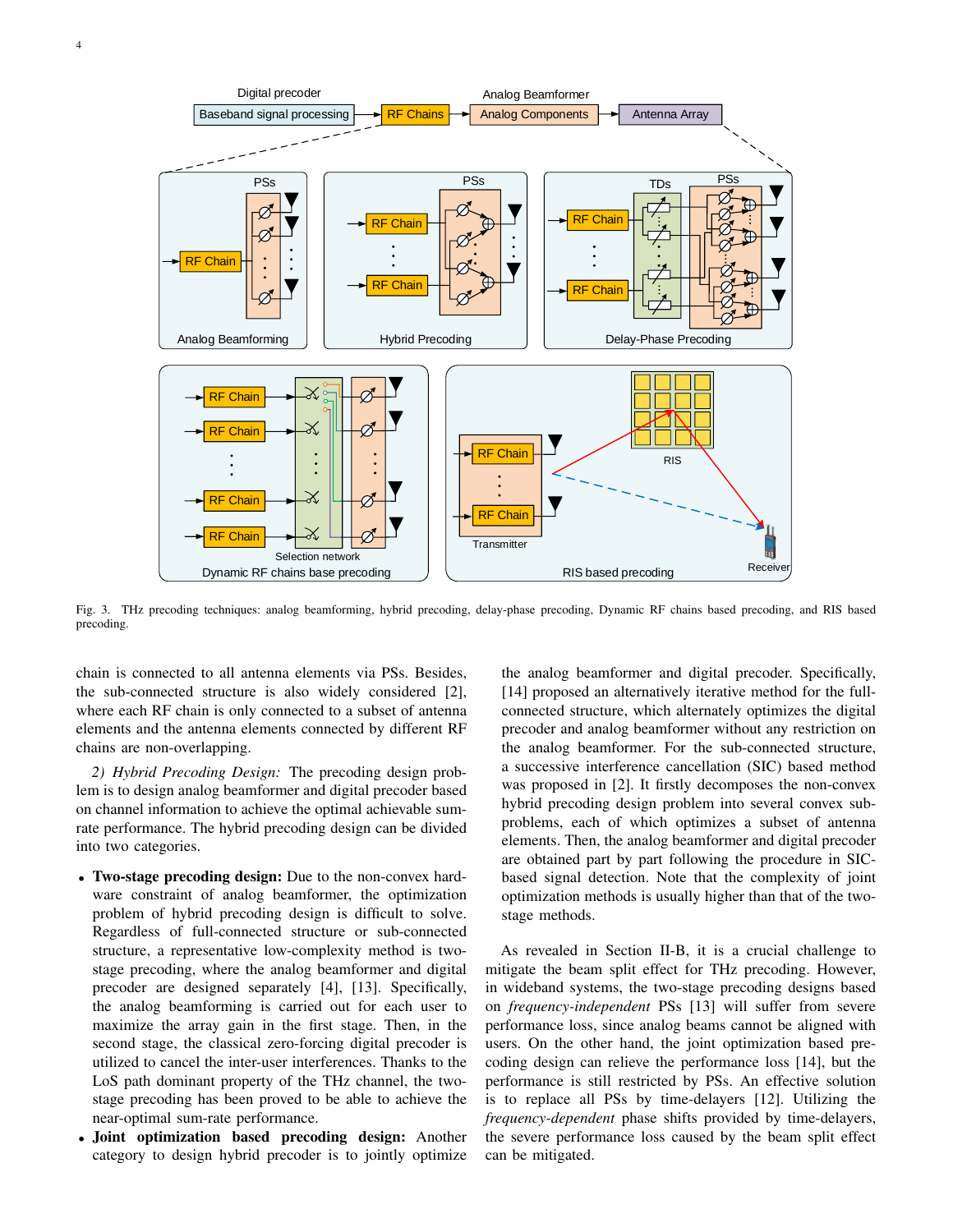Fig. 3. THz precoding techniques: analog beamforming, hybrid precoding, delay-phase precoding, Dynamic RF chains based precoding, and RIS based precoding.

chain is connected to all antenna elements via PSs. Besides, the sub-connected structure is also widely considered [2], where each RF chain is only connected to a subset of antenna elements and the antenna elements connected by different RF chains are non-overlapping.

*2) Hybrid Precoding Design:* The precoding design problem is to design analog beamformer and digital precoder based on channel information to achieve the optimal achievable sum-rate performance. The hybrid precoding design can be divided into two categories.

- **Two-stage precoding design:** Due to the non-convex hardware constraint of analog beamformer, the optimization problem of hybrid precoding design is difficult to solve. Regardless of full-connected structure or sub-connected structure, a representative low-complexity method is two-stage precoding, where the analog beamformer and digital precoder are designed separately [4], [13]. Specifically, the analog beamforming is carried out for each user to maximize the array gain in the first stage. Then, in the second stage, the classical zero-forcing digital precoder is utilized to cancel the inter-user interferences. Thanks to the LoS path dominant property of the THz channel, the two-stage precoding has been proved to be able to achieve the near-optimal sum-rate performance.
- **Joint optimization based precoding design:** Another category to design hybrid precoder is to jointly optimize the analog beamformer and digital precoder. Specifically, [14] proposed an alternatively iterative method for the full-connected structure, which alternately optimizes the digital precoder and analog beamformer without any restriction on the analog beamformer. For the sub-connected structure, a successive interference cancellation (SIC) based method was proposed in [2]. It firstly decomposes the non-convex hybrid precoding design problem into several convex sub-problems, each of which optimizes a subset of antenna elements. Then, the analog beamformer and digital precoder are obtained part by part following the procedure in SIC-based signal detection. Note that the complexity of joint optimization methods is usually higher than that of the two-stage methods.

As revealed in Section II-B, it is a crucial challenge to mitigate the beam split effect for THz precoding. However, in wideband systems, the two-stage precoding designs based on *frequency-independent* PSs [13] will suffer from severe performance loss, since analog beams cannot be aligned with users. On the other hand, the joint optimization based precoding design can relieve the performance loss [14], but the performance is still restricted by PSs. An effective solution is to replace all PSs by time-delayers [12]. Utilizing the *frequency-dependent* phase shifts provided by time-delayers, the severe performance loss caused by the beam split effect can be mitigated.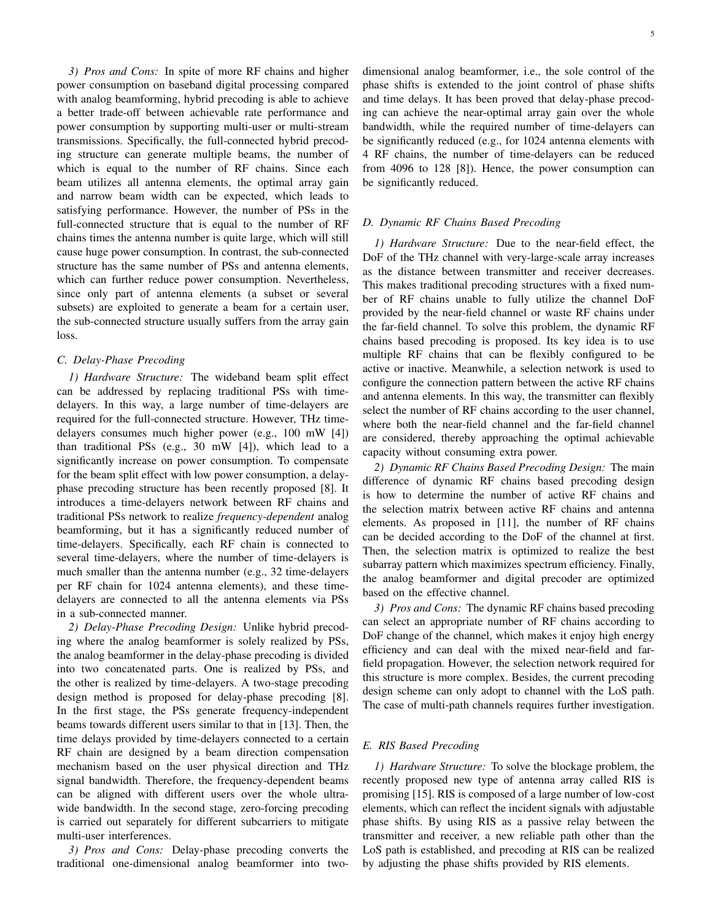*3) Pros and Cons:* In spite of more RF chains and higher power consumption on baseband digital processing compared with analog beamforming, hybrid precoding is able to achieve a better trade-off between achievable rate performance and power consumption by supporting multi-user or multi-stream transmissions. Specifically, the full-connected hybrid precoding structure can generate multiple beams, the number of which is equal to the number of RF chains. Since each beam utilizes all antenna elements, the optimal array gain and narrow beam width can be expected, which leads to satisfying performance. However, the number of PSs in the full-connected structure that is equal to the number of RF chains times the antenna number is quite large, which will still cause huge power consumption. In contrast, the sub-connected structure has the same number of PSs and antenna elements, which can further reduce power consumption. Nevertheless, since only part of antenna elements (a subset or several subsets) are exploited to generate a beam for a certain user, the sub-connected structure usually suffers from the array gain loss.

### C. Delay-Phase Precoding

*1) Hardware Structure:* The wideband beam split effect can be addressed by replacing traditional PSs with time-delayers. In this way, a large number of time-delayers are required for the full-connected structure. However, THz time-delayers consumes much higher power (e.g., 100 mW [4]) than traditional PSs (e.g., 30 mW [4]), which lead to a significantly increase on power consumption. To compensate for the beam split effect with low power consumption, a delay-phase precoding structure has been recently proposed [8]. It introduces a time-delayers network between RF chains and traditional PSs network to realize *frequency-dependent* analog beamforming, but it has a significantly reduced number of time-delayers. Specifically, each RF chain is connected to several time-delayers, where the number of time-delayers is much smaller than the antenna number (e.g., 32 time-delayers per RF chain for 1024 antenna elements), and these time-delayers are connected to all the antenna elements via PSs in a sub-connected manner.

*2) Delay-Phase Precoding Design:* Unlike hybrid precoding where the analog beamformer is solely realized by PSs, the analog beamformer in the delay-phase precoding is divided into two concatenated parts. One is realized by PSs, and the other is realized by time-delayers. A two-stage precoding design method is proposed for delay-phase precoding [8]. In the first stage, the PSs generate frequency-independent beams towards different users similar to that in [13]. Then, the time delays provided by time-delayers connected to a certain RF chain are designed by a beam direction compensation mechanism based on the user physical direction and THz signal bandwidth. Therefore, the frequency-dependent beams can be aligned with different users over the whole ultra-wide bandwidth. In the second stage, zero-forcing precoding is carried out separately for different subcarriers to mitigate multi-user interferences.

*3) Pros and Cons:* Delay-phase precoding converts the traditional one-dimensional analog beamformer into two-dimensional analog beamformer, i.e., the sole control of the phase shifts is extended to the joint control of phase shifts and time delays. It has been proved that delay-phase precoding can achieve the near-optimal array gain over the whole bandwidth, while the required number of time-delayers can be significantly reduced (e.g., for 1024 antenna elements with 4 RF chains, the number of time-delayers can be reduced from 4096 to 128 [8]). Hence, the power consumption can be significantly reduced.

### D. Dynamic RF Chains Based Precoding

*1) Hardware Structure:* Due to the near-field effect, the DoF of the THz channel with very-large-scale array increases as the distance between transmitter and receiver decreases. This makes traditional precoding structures with a fixed number of RF chains unable to fully utilize the channel DoF provided by the near-field channel or waste RF chains under the far-field channel. To solve this problem, the dynamic RF chains based precoding is proposed. Its key idea is to use multiple RF chains that can be flexibly configured to be active or inactive. Meanwhile, a selection network is used to configure the connection pattern between the active RF chains and antenna elements. In this way, the transmitter can flexibly select the number of RF chains according to the user channel, where both the near-field channel and the far-field channel are considered, thereby approaching the optimal achievable capacity without consuming extra power.

*2) Dynamic RF Chains Based Precoding Design:* The main difference of dynamic RF chains based precoding design is how to determine the number of active RF chains and the selection matrix between active RF chains and antenna elements. As proposed in [11], the number of RF chains can be decided according to the DoF of the channel at first. Then, the selection matrix is optimized to realize the best subarray pattern which maximizes spectrum efficiency. Finally, the analog beamformer and digital precoder are optimized based on the effective channel.

*3) Pros and Cons:* The dynamic RF chains based precoding can select an appropriate number of RF chains according to DoF change of the channel, which makes it enjoy high energy efficiency and can deal with the mixed near-field and far-field propagation. However, the selection network required for this structure is more complex. Besides, the current precoding design scheme can only adopt to channel with the LoS path. The case of multi-path channels requires further investigation.

### E. RIS Based Precoding

*1) Hardware Structure:* To solve the blockage problem, the recently proposed new type of antenna array called RIS is promising [15]. RIS is composed of a large number of low-cost elements, which can reflect the incident signals with adjustable phase shifts. By using RIS as a passive relay between the transmitter and receiver, a new reliable path other than the LoS path is established, and precoding at RIS can be realized by adjusting the phase shifts provided by RIS elements.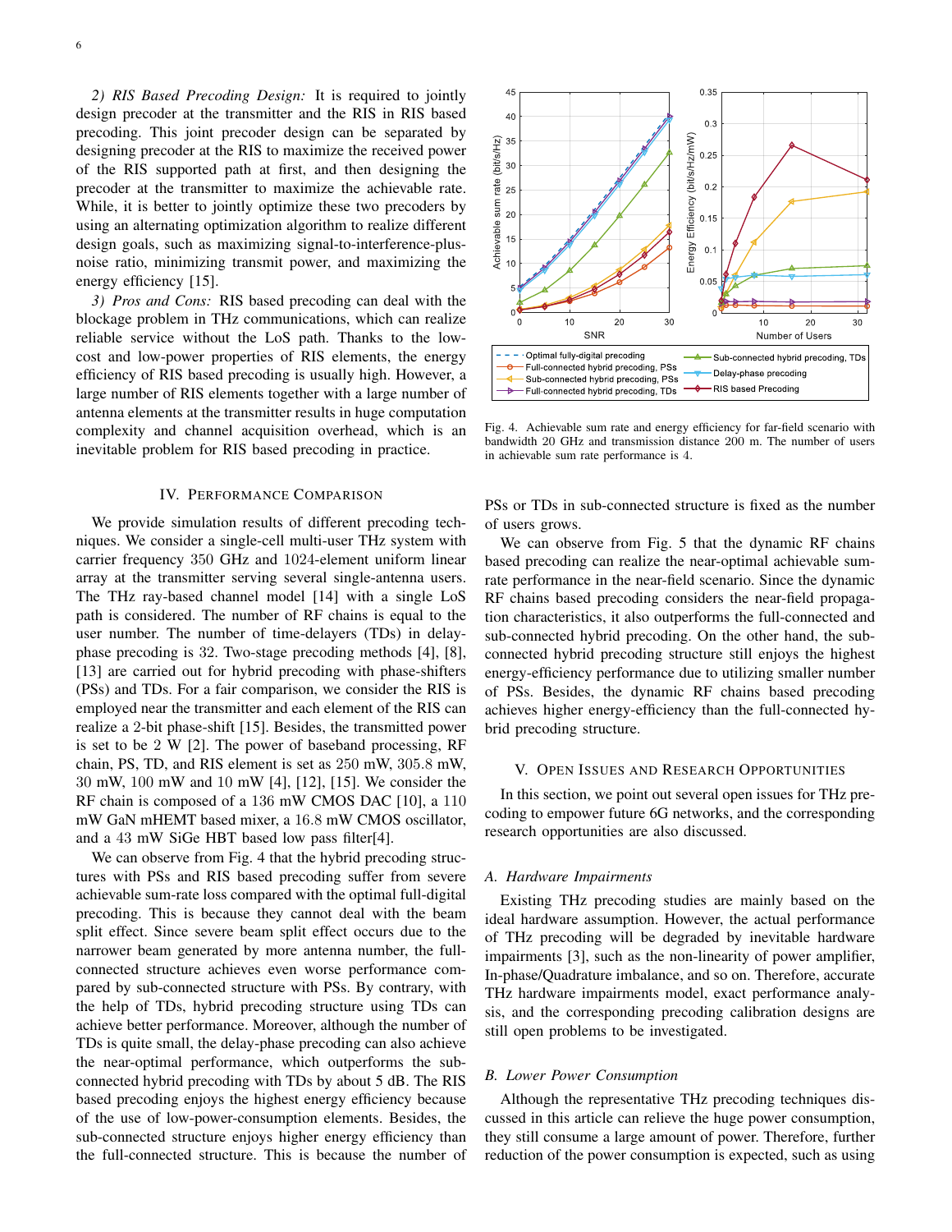*2) RIS Based Precoding Design:* It is required to jointly design precoder at the transmitter and the RIS in RIS based precoding. This joint precoder design can be separated by designing precoder at the RIS to maximize the received power of the RIS supported path at first, and then designing the precoder at the transmitter to maximize the achievable rate. While, it is better to jointly optimize these two precoders by using an alternating optimization algorithm to realize different design goals, such as maximizing signal-to-interference-plus-noise ratio, minimizing transmit power, and maximizing the energy efficiency [15].

*3) Pros and Cons:* RIS based precoding can deal with the blockage problem in THz communications, which can realize reliable service without the LoS path. Thanks to the low-cost and low-power properties of RIS elements, the energy efficiency of RIS based precoding is usually high. However, a large number of RIS elements together with a large number of antenna elements at the transmitter results in huge computation complexity and channel acquisition overhead, which is an inevitable problem for RIS based precoding in practice.

## IV. Performance Comparison

We provide simulation results of different precoding techniques. We consider a single-cell multi-user THz system with carrier frequency 350 GHz and 1024-element uniform linear array at the transmitter serving several single-antenna users. The THz ray-based channel model [14] with a single LoS path is considered. The number of RF chains is equal to the user number. The number of time-delayers (TDs) in delay-phase precoding is 32. Two-stage precoding methods [4], [8], [13] are carried out for hybrid precoding with phase-shifters (PSs) and TDs. For a fair comparison, we consider the RIS is employed near the transmitter and each element of the RIS can realize a 2-bit phase-shift [15]. Besides, the transmitted power is set to be 2 W [2]. The power of baseband processing, RF chain, PS, TD, and RIS element is set as 250 mW, 305.8 mW, 30 mW, 100 mW and 10 mW [4], [12], [15]. We consider the RF chain is composed of a 136 mW CMOS DAC [10], a 110 mW GaN mHEMT based mixer, a 16.8 mW CMOS oscillator, and a 43 mW SiGe HBT based low pass filter[4].

We can observe from Fig. 4 that the hybrid precoding structures with PSs and RIS based precoding suffer from severe achievable sum-rate loss compared with the optimal full-digital precoding. This is because they cannot deal with the beam split effect. Since severe beam split effect occurs due to the narrower beam generated by more antenna number, the full-connected structure achieves even worse performance compared by sub-connected structure with PSs. By contrary, with the help of TDs, hybrid precoding structure using TDs can achieve better performance. Moreover, although the number of TDs is quite small, the delay-phase precoding can also achieve the near-optimal performance, which outperforms the sub-connected hybrid precoding with TDs by about 5 dB. The RIS based precoding enjoys the highest energy efficiency because of the use of low-power-consumption elements. Besides, the sub-connected structure enjoys higher energy efficiency than the full-connected structure. This is because the number of PSs or TDs in sub-connected structure is fixed as the number of users grows.

Fig. 4. Achievable sum rate and energy efficiency for far-field scenario with bandwidth 20 GHz and transmission distance 200 m. The number of users in achievable sum rate performance is 4.

We can observe from Fig. 5 that the dynamic RF chains based precoding can realize the near-optimal achievable sum-rate performance in the near-field scenario. Since the dynamic RF chains based precoding considers the near-field propagation characteristics, it also outperforms the full-connected and sub-connected hybrid precoding. On the other hand, the sub-connected hybrid precoding structure still enjoys the highest energy-efficiency performance due to utilizing smaller number of PSs. Besides, the dynamic RF chains based precoding achieves higher energy-efficiency than the full-connected hybrid precoding structure.

## V. Open Issues and Research Opportunities

In this section, we point out several open issues for THz precoding to empower future 6G networks, and the corresponding research opportunities are also discussed.

### A. Hardware Impairments

Existing THz precoding studies are mainly based on the ideal hardware assumption. However, the actual performance of THz precoding will be degraded by inevitable hardware impairments [3], such as the non-linearity of power amplifier, In-phase/Quadrature imbalance, and so on. Therefore, accurate THz hardware impairments model, exact performance analysis, and the corresponding precoding calibration designs are still open problems to be investigated.

### B. Lower Power Consumption

Although the representative THz precoding techniques discussed in this article can relieve the huge power consumption, they still consume a large amount of power. Therefore, further reduction of the power consumption is expected, such as using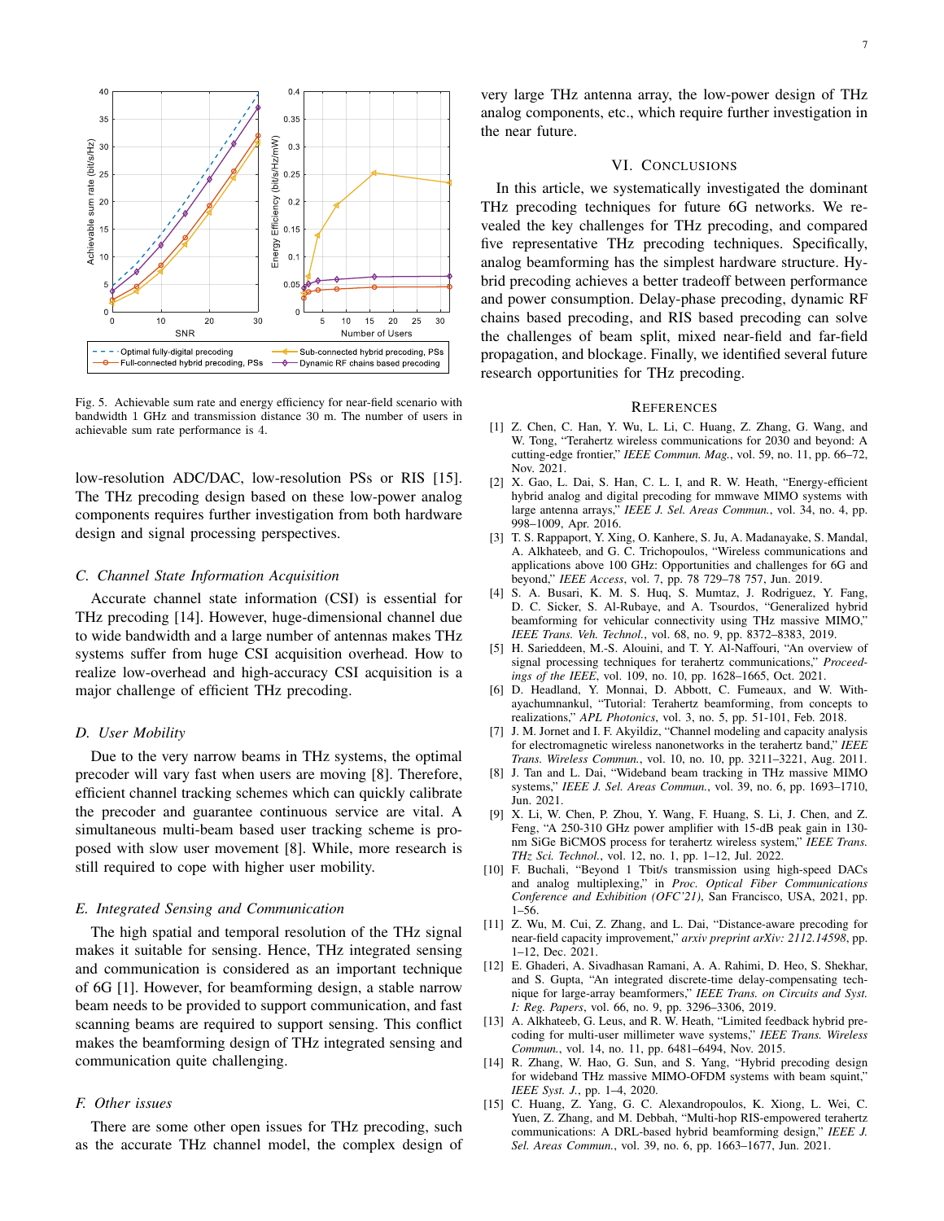Fig. 5. Achievable sum rate and energy efficiency for near-field scenario with bandwidth 1 GHz and transmission distance 30 m. The number of users in achievable sum rate performance is 4.

low-resolution ADC/DAC, low-resolution PSs or RIS [15]. The THz precoding design based on these low-power analog components requires further investigation from both hardware design and signal processing perspectives.

### *C. Channel State Information Acquisition*

Accurate channel state information (CSI) is essential for THz precoding [14]. However, huge-dimensional channel due to wide bandwidth and a large number of antennas makes THz systems suffer from huge CSI acquisition overhead. How to realize low-overhead and high-accuracy CSI acquisition is a major challenge of efficient THz precoding.

### *D. User Mobility*

Due to the very narrow beams in THz systems, the optimal precoder will vary fast when users are moving [8]. Therefore, efficient channel tracking schemes which can quickly calibrate the precoder and guarantee continuous service are vital. A simultaneous multi-beam based user tracking scheme is proposed with slow user movement [8]. While, more research is still required to cope with higher user mobility.

### *E. Integrated Sensing and Communication*

The high spatial and temporal resolution of the THz signal makes it suitable for sensing. Hence, THz integrated sensing and communication is considered as an important technique of 6G [1]. However, for beamforming design, a stable narrow beam needs to be provided to support communication, and fast scanning beams are required to support sensing. This conflict makes the beamforming design of THz integrated sensing and communication quite challenging.

### *F. Other issues*

There are some other open issues for THz precoding, such as the accurate THz channel model, the complex design of very large THz antenna array, the low-power design of THz analog components, etc., which require further investigation in the near future.

## VI. Conclusions

In this article, we systematically investigated the dominant THz precoding techniques for future 6G networks. We revealed the key challenges for THz precoding, and compared five representative THz precoding techniques. Specifically, analog beamforming has the simplest hardware structure. Hybrid precoding achieves a better tradeoff between performance and power consumption. Delay-phase precoding, dynamic RF chains based precoding, and RIS based precoding can solve the challenges of beam split, mixed near-field and far-field propagation, and blockage. Finally, we identified several future research opportunities for THz precoding.

## References

[1] Z. Chen, C. Han, Y. Wu, L. Li, C. Huang, Z. Zhang, G. Wang, and W. Tong, "Terahertz wireless communications for 2030 and beyond: A cutting-edge frontier," *IEEE Commun. Mag.*, vol. 59, no. 11, pp. 66–72, Nov. 2021.

[2] X. Gao, L. Dai, S. Han, C. L. I, and R. W. Heath, "Energy-efficient hybrid analog and digital precoding for mmwave MIMO systems with large antenna arrays," *IEEE J. Sel. Areas Commun.*, vol. 34, no. 4, pp. 998–1009, Apr. 2016.

[3] T. S. Rappaport, Y. Xing, O. Kanhere, S. Ju, A. Madanayake, S. Mandal, A. Alkhateeb, and G. C. Trichopoulos, "Wireless communications and applications above 100 GHz: Opportunities and challenges for 6G and beyond," *IEEE Access*, vol. 7, pp. 78 729–78 757, Jun. 2019.

[4] S. A. Busari, K. M. S. Huq, S. Mumtaz, J. Rodriguez, Y. Fang, D. C. Sicker, S. Al-Rubaye, and A. Tsourdos, "Generalized hybrid beamforming for vehicular connectivity using THz massive MIMO," *IEEE Trans. Veh. Technol.*, vol. 68, no. 9, pp. 8372–8383, 2019.

[5] H. Sarieddeen, M.-S. Alouini, and T. Y. Al-Naffouri, "An overview of signal processing techniques for terahertz communications," *Proceedings of the IEEE*, vol. 109, no. 10, pp. 1628–1665, Oct. 2021.

[6] D. Headland, Y. Monnai, D. Abbott, C. Fumeaux, and W. Withayachumnankul, "Tutorial: Terahertz beamforming, from concepts to realizations," *APL Photonics*, vol. 3, no. 5, pp. 51-101, Feb. 2018.

[7] J. M. Jornet and I. F. Akyildiz, "Channel modeling and capacity analysis for electromagnetic wireless nanonetworks in the terahertz band," *IEEE Trans. Wireless Commun.*, vol. 10, no. 10, pp. 3211–3221, Aug. 2011.

[8] J. Tan and L. Dai, "Wideband beam tracking in THz massive MIMO systems," *IEEE J. Sel. Areas Commun.*, vol. 39, no. 6, pp. 1693–1710, Jun. 2021.

[9] X. Li, W. Chen, P. Zhou, Y. Wang, F. Huang, S. Li, J. Chen, and Z. Feng, "A 250-310 GHz power amplifier with 15-dB peak gain in 130-nm SiGe BiCMOS process for terahertz wireless system," *IEEE Trans. THz Sci. Technol.*, vol. 12, no. 1, pp. 1–12, Jul. 2022.

[10] F. Buchali, "Beyond 1 Tbit/s transmission using high-speed DACs and analog multiplexing," in *Proc. Optical Fiber Communications Conference and Exhibition (OFC'21)*, San Francisco, USA, 2021, pp. 1–56.

[11] Z. Wu, M. Cui, Z. Zhang, and L. Dai, "Distance-aware precoding for near-field capacity improvement," *arxiv preprint arXiv: 2112.14598*, pp. 1–12, Dec. 2021.

[12] E. Ghaderi, A. Sivadhasan Ramani, A. A. Rahimi, D. Heo, S. Shekhar, and S. Gupta, "An integrated discrete-time delay-compensating technique for large-array beamformers," *IEEE Trans. on Circuits and Syst. I: Reg. Papers*, vol. 66, no. 9, pp. 3296–3306, 2019.

[13] A. Alkhateeb, G. Leus, and R. W. Heath, "Limited feedback hybrid precoding for multi-user millimeter wave systems," *IEEE Trans. Wireless Commun.*, vol. 14, no. 11, pp. 6481–6494, Nov. 2015.

[14] R. Zhang, W. Hao, G. Sun, and S. Yang, "Hybrid precoding design for wideband THz massive MIMO-OFDM systems with beam squint," *IEEE Syst. J.*, pp. 1–4, 2020.

[15] C. Huang, Z. Yang, G. C. Alexandropoulos, K. Xiong, L. Wei, C. Yuen, Z. Zhang, and M. Debbah, "Multi-hop RIS-empowered terahertz communications: A DRL-based hybrid beamforming design," *IEEE J. Sel. Areas Commun.*, vol. 39, no. 6, pp. 1663–1677, Jun. 2021.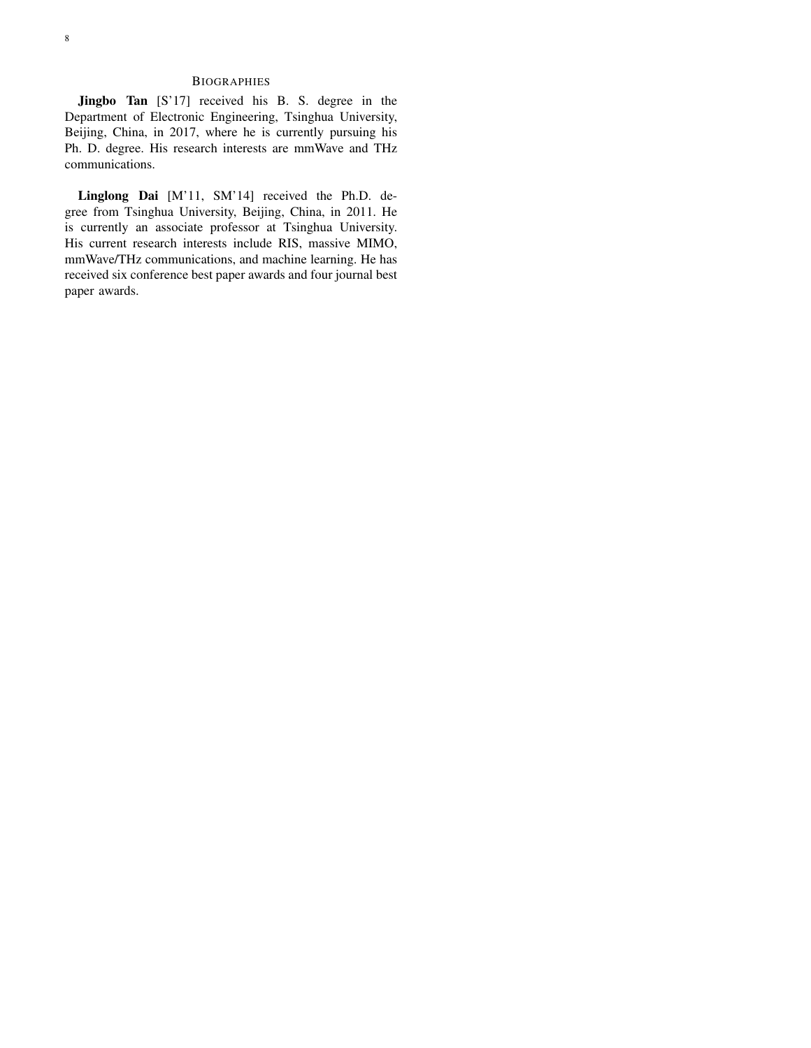## BIOGRAPHIES

**Jingbo Tan** [S'17] received his B. S. degree in the Department of Electronic Engineering, Tsinghua University, Beijing, China, in 2017, where he is currently pursuing his Ph. D. degree. His research interests are mmWave and THz communications.

**Linglong Dai** [M'11, SM'14] received the Ph.D. degree from Tsinghua University, Beijing, China, in 2011. He is currently an associate professor at Tsinghua University. His current research interests include RIS, massive MIMO, mmWave/THz communications, and machine learning. He has received six conference best paper awards and four journal best paper awards.